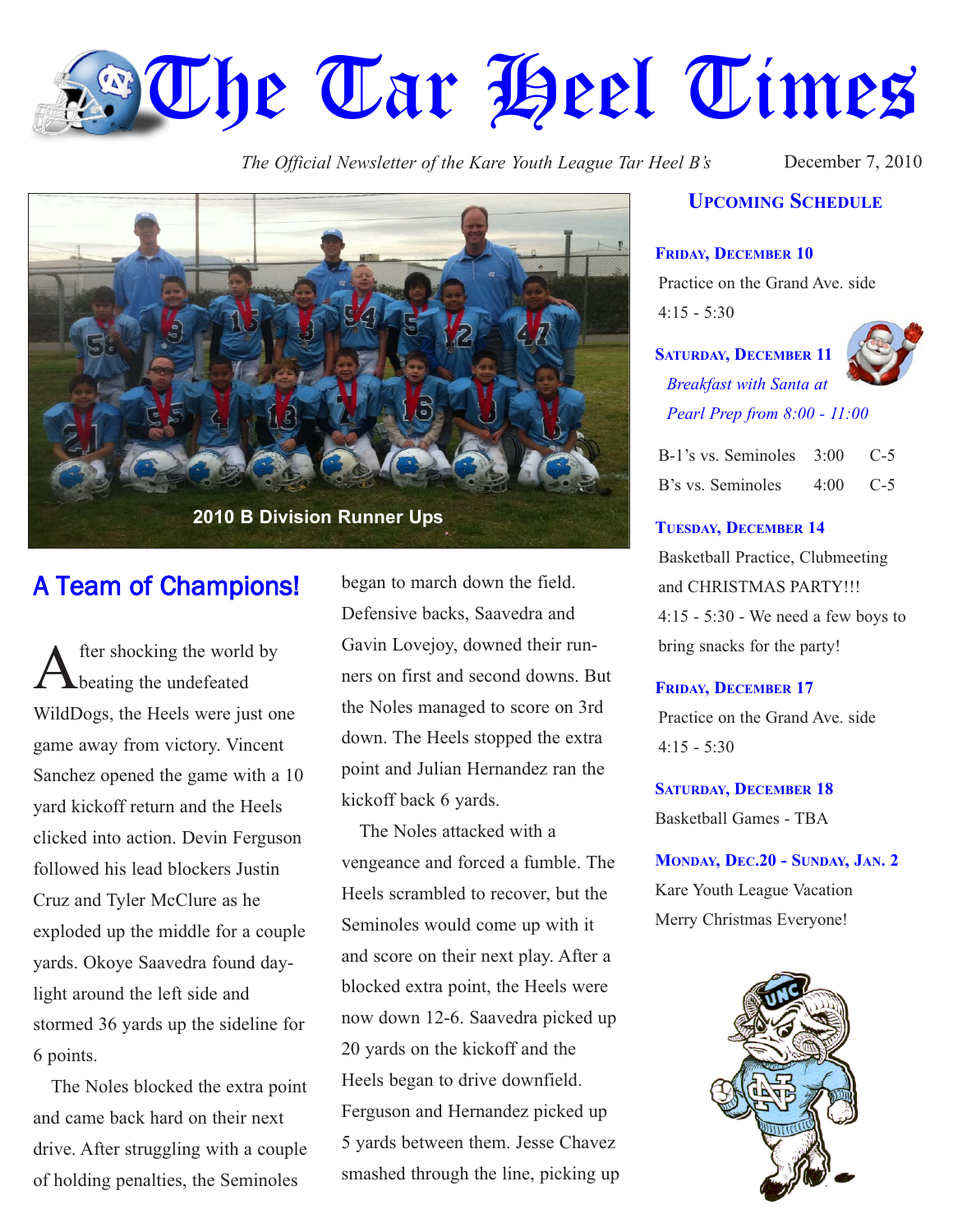# The Tar Heel Times

*The Official Newsletter of the Kare Youth League Tar Heel B's*

December 7, 2010

2010 B Division Runner Ups

## A Team of Champions!

After shocking the world by beating the undefeated WildDogs, the Heels were just one game away from victory. Vincent Sanchez opened the game with a 10 yard kickoff return and the Heels clicked into action. Devin Ferguson followed his lead blockers Justin Cruz and Tyler McClure as he exploded up the middle for a couple yards. Okoye Saavedra found daylight around the left side and stormed 36 yards up the sideline for 6 points.

The Noles blocked the extra point and came back hard on their next drive. After struggling with a couple of holding penalties, the Seminoles began to march down the field. Defensive backs, Saavedra and Gavin Lovejoy, downed their runners on first and second downs. But the Noles managed to score on 3rd down. The Heels stopped the extra point and Julian Hernandez ran the kickoff back 6 yards.

The Noles attacked with a vengeance and forced a fumble. The Heels scrambled to recover, but the Seminoles would come up with it and score on their next play. After a blocked extra point, the Heels were now down 12-6. Saavedra picked up 20 yards on the kickoff and the Heels began to drive downfield. Ferguson and Hernandez picked up 5 yards between them. Jesse Chavez smashed through the line, picking up

## Upcoming Schedule

**Friday, December 10**

Practice on the Grand Ave. side

4:15 - 5:30

**Saturday, December 11**

*Breakfast with Santa at Pearl Prep from 8:00 - 11:00*

| | | |
|---|---|---|
| B-1's vs. Seminoles | 3:00 | C-5 |
| B's vs. Seminoles | 4:00 | C-5 |

**Tuesday, December 14**

Basketball Practice, Clubmeeting and CHRISTMAS PARTY!!!

4:15 - 5:30 - We need a few boys to bring snacks for the party!

**Friday, December 17**

Practice on the Grand Ave. side

4:15 - 5:30

**Saturday, December 18**

Basketball Games - TBA

**Monday, Dec.20 - Sunday, Jan. 2**

Kare Youth League Vacation

Merry Christmas Everyone!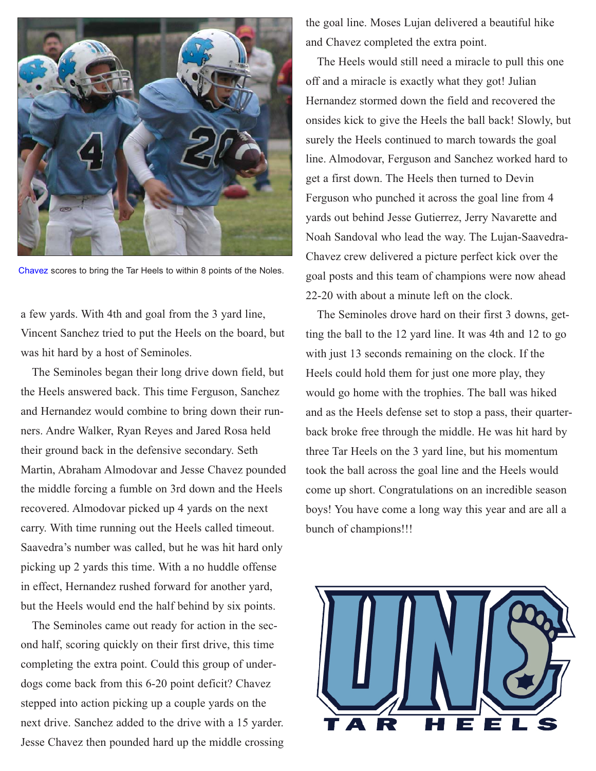Chavez scores to bring the Tar Heels to within 8 points of the Noles.

a few yards. With 4th and goal from the 3 yard line, Vincent Sanchez tried to put the Heels on the board, but was hit hard by a host of Seminoles.

The Seminoles began their long drive down field, but the Heels answered back. This time Ferguson, Sanchez and Hernandez would combine to bring down their runners. Andre Walker, Ryan Reyes and Jared Rosa held their ground back in the defensive secondary. Seth Martin, Abraham Almodovar and Jesse Chavez pounded the middle forcing a fumble on 3rd down and the Heels recovered. Almodovar picked up 4 yards on the next carry. With time running out the Heels called timeout. Saavedra's number was called, but he was hit hard only picking up 2 yards this time. With a no huddle offense in effect, Hernandez rushed forward for another yard, but the Heels would end the half behind by six points.

The Seminoles came out ready for action in the second half, scoring quickly on their first drive, this time completing the extra point. Could this group of underdogs come back from this 6-20 point deficit? Chavez stepped into action picking up a couple yards on the next drive. Sanchez added to the drive with a 15 yarder. Jesse Chavez then pounded hard up the middle crossing the goal line. Moses Lujan delivered a beautiful hike and Chavez completed the extra point.

The Heels would still need a miracle to pull this one off and a miracle is exactly what they got! Julian Hernandez stormed down the field and recovered the onsides kick to give the Heels the ball back! Slowly, but surely the Heels continued to march towards the goal line. Almodovar, Ferguson and Sanchez worked hard to get a first down. The Heels then turned to Devin Ferguson who punched it across the goal line from 4 yards out behind Jesse Gutierrez, Jerry Navarette and Noah Sandoval who lead the way. The Lujan-Saavedra-Chavez crew delivered a picture perfect kick over the goal posts and this team of champions were now ahead 22-20 with about a minute left on the clock.

The Seminoles drove hard on their first 3 downs, getting the ball to the 12 yard line. It was 4th and 12 to go with just 13 seconds remaining on the clock. If the Heels could hold them for just one more play, they would go home with the trophies. The ball was hiked and as the Heels defense set to stop a pass, their quarterback broke free through the middle. He was hit hard by three Tar Heels on the 3 yard line, but his momentum took the ball across the goal line and the Heels would come up short. Congratulations on an incredible season boys! You have come a long way this year and are all a bunch of champions!!!